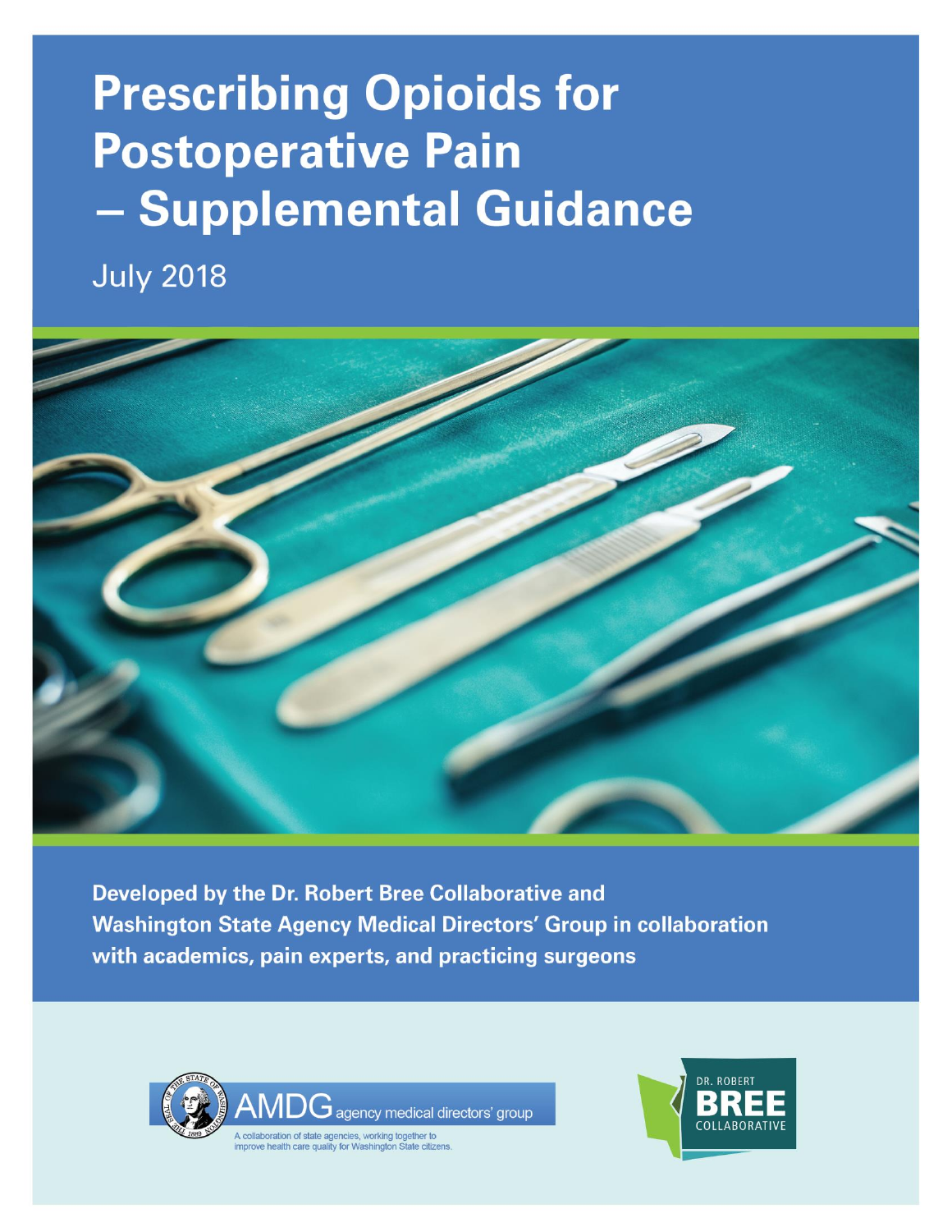# Prescribing Opioids for Postoperative Pain – Supplemental Guidance

July 2018

**Developed by the Dr. Robert Bree Collaborative and Washington State Agency Medical Directors' Group in collaboration with academics, pain experts, and practicing surgeons**

AMDG agency medical directors' group

A collaboration of state agencies, working together to improve health care quality for Washington State citizens.

DR. ROBERT BREE COLLABORATIVE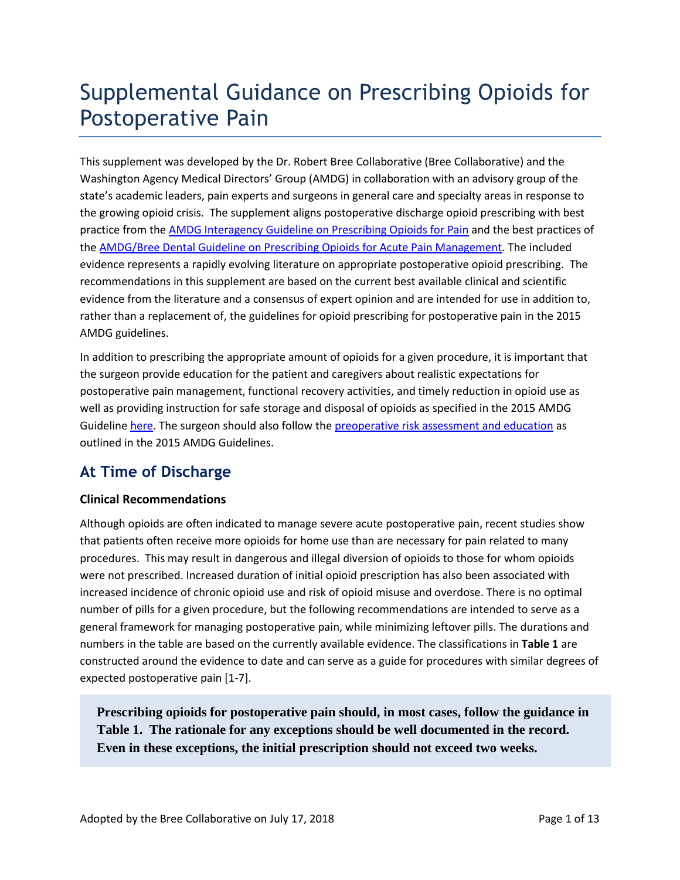# Supplemental Guidance on Prescribing Opioids for Postoperative Pain

This supplement was developed by the Dr. Robert Bree Collaborative (Bree Collaborative) and the Washington Agency Medical Directors' Group (AMDG) in collaboration with an advisory group of the state's academic leaders, pain experts and surgeons in general care and specialty areas in response to the growing opioid crisis. The supplement aligns postoperative discharge opioid prescribing with best practice from the [AMDG Interagency Guideline on Prescribing Opioids for Pain](#) and the best practices of the [AMDG/Bree Dental Guideline on Prescribing Opioids for Acute Pain Management](#). The included evidence represents a rapidly evolving literature on appropriate postoperative opioid prescribing. The recommendations in this supplement are based on the current best available clinical and scientific evidence from the literature and a consensus of expert opinion and are intended for use in addition to, rather than a replacement of, the guidelines for opioid prescribing for postoperative pain in the 2015 AMDG guidelines.

In addition to prescribing the appropriate amount of opioids for a given procedure, it is important that the surgeon provide education for the patient and caregivers about realistic expectations for postoperative pain management, functional recovery activities, and timely reduction in opioid use as well as providing instruction for safe storage and disposal of opioids as specified in the 2015 AMDG Guideline [here](#). The surgeon should also follow the [preoperative risk assessment and education](#) as outlined in the 2015 AMDG Guidelines.

## At Time of Discharge

### Clinical Recommendations

Although opioids are often indicated to manage severe acute postoperative pain, recent studies show that patients often receive more opioids for home use than are necessary for pain related to many procedures. This may result in dangerous and illegal diversion of opioids to those for whom opioids were not prescribed. Increased duration of initial opioid prescription has also been associated with increased incidence of chronic opioid use and risk of opioid misuse and overdose. There is no optimal number of pills for a given procedure, but the following recommendations are intended to serve as a general framework for managing postoperative pain, while minimizing leftover pills. The durations and numbers in the table are based on the currently available evidence. The classifications in **Table 1** are constructed around the evidence to date and can serve as a guide for procedures with similar degrees of expected postoperative pain [1-7].

> **Prescribing opioids for postoperative pain should, in most cases, follow the guidance in Table 1. The rationale for any exceptions should be well documented in the record. Even in these exceptions, the initial prescription should not exceed two weeks.**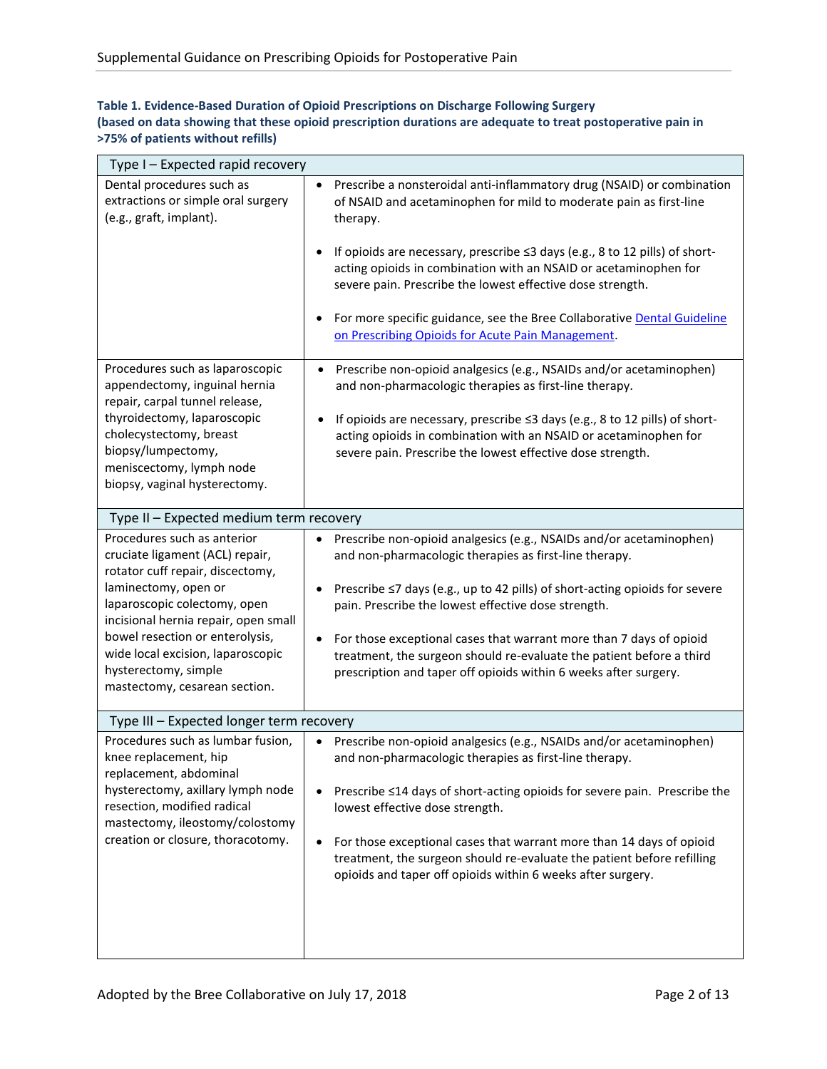**Table 1. Evidence-Based Duration of Opioid Prescriptions on Discharge Following Surgery**
**(based on data showing that these opioid prescription durations are adequate to treat postoperative pain in >75% of patients without refills)**

| Procedures | Recommendations |
|---|---|
| **Type I – Expected rapid recovery** | |
| Dental procedures such as extractions or simple oral surgery (e.g., graft, implant). | • Prescribe a nonsteroidal anti-inflammatory drug (NSAID) or combination of NSAID and acetaminophen for mild to moderate pain as first-line therapy.<br>• If opioids are necessary, prescribe ≤3 days (e.g., 8 to 12 pills) of short-acting opioids in combination with an NSAID or acetaminophen for severe pain. Prescribe the lowest effective dose strength.<br>• For more specific guidance, see the Bree Collaborative [Dental Guideline on Prescribing Opioids for Acute Pain Management](). |
| Procedures such as laparoscopic appendectomy, inguinal hernia repair, carpal tunnel release, thyroidectomy, laparoscopic cholecystectomy, breast biopsy/lumpectomy, meniscectomy, lymph node biopsy, vaginal hysterectomy. | • Prescribe non-opioid analgesics (e.g., NSAIDs and/or acetaminophen) and non-pharmacologic therapies as first-line therapy.<br>• If opioids are necessary, prescribe ≤3 days (e.g., 8 to 12 pills) of short-acting opioids in combination with an NSAID or acetaminophen for severe pain. Prescribe the lowest effective dose strength. |
| **Type II – Expected medium term recovery** | |
| Procedures such as anterior cruciate ligament (ACL) repair, rotator cuff repair, discectomy, laminectomy, open or laparoscopic colectomy, open incisional hernia repair, open small bowel resection or enterolysis, wide local excision, laparoscopic hysterectomy, simple mastectomy, cesarean section. | • Prescribe non-opioid analgesics (e.g., NSAIDs and/or acetaminophen) and non-pharmacologic therapies as first-line therapy.<br>• Prescribe ≤7 days (e.g., up to 42 pills) of short-acting opioids for severe pain. Prescribe the lowest effective dose strength.<br>• For those exceptional cases that warrant more than 7 days of opioid treatment, the surgeon should re-evaluate the patient before a third prescription and taper off opioids within 6 weeks after surgery. |
| **Type III – Expected longer term recovery** | |
| Procedures such as lumbar fusion, knee replacement, hip replacement, abdominal hysterectomy, axillary lymph node resection, modified radical mastectomy, ileostomy/colostomy creation or closure, thoracotomy. | • Prescribe non-opioid analgesics (e.g., NSAIDs and/or acetaminophen) and non-pharmacologic therapies as first-line therapy.<br>• Prescribe ≤14 days of short-acting opioids for severe pain. Prescribe the lowest effective dose strength.<br>• For those exceptional cases that warrant more than 14 days of opioid treatment, the surgeon should re-evaluate the patient before refilling opioids and taper off opioids within 6 weeks after surgery. |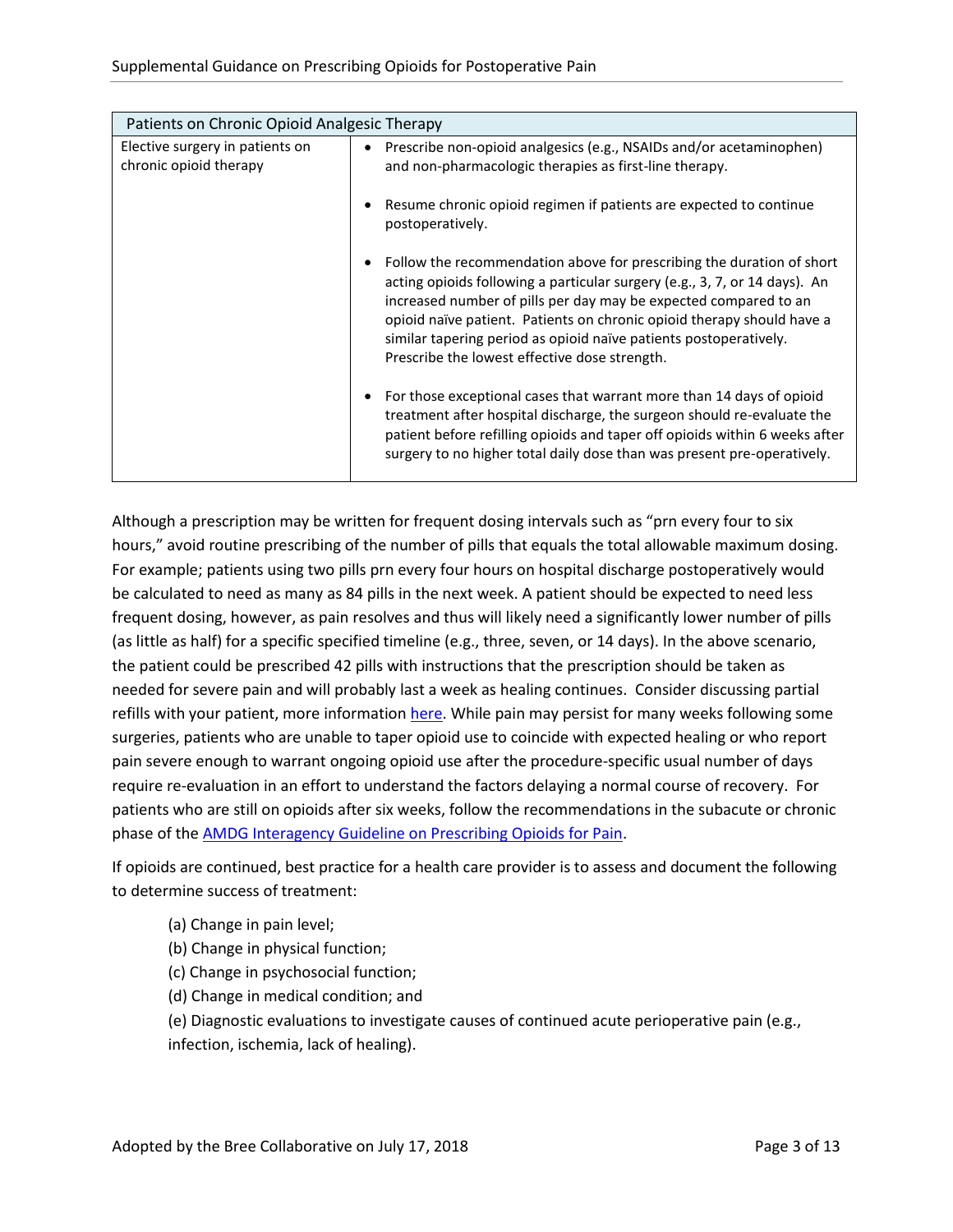| Patients on Chronic Opioid Analgesic Therapy | |
|---|---|
| Elective surgery in patients on chronic opioid therapy | • Prescribe non-opioid analgesics (e.g., NSAIDs and/or acetaminophen) and non-pharmacologic therapies as first-line therapy.<br><br>• Resume chronic opioid regimen if patients are expected to continue postoperatively.<br><br>• Follow the recommendation above for prescribing the duration of short acting opioids following a particular surgery (e.g., 3, 7, or 14 days). An increased number of pills per day may be expected compared to an opioid naïve patient. Patients on chronic opioid therapy should have a similar tapering period as opioid naïve patients postoperatively. Prescribe the lowest effective dose strength.<br><br>• For those exceptional cases that warrant more than 14 days of opioid treatment after hospital discharge, the surgeon should re-evaluate the patient before refilling opioids and taper off opioids within 6 weeks after surgery to no higher total daily dose than was present pre-operatively. |

Although a prescription may be written for frequent dosing intervals such as "prn every four to six hours," avoid routine prescribing of the number of pills that equals the total allowable maximum dosing. For example; patients using two pills prn every four hours on hospital discharge postoperatively would be calculated to need as many as 84 pills in the next week. A patient should be expected to need less frequent dosing, however, as pain resolves and thus will likely need a significantly lower number of pills (as little as half) for a specific specified timeline (e.g., three, seven, or 14 days). In the above scenario, the patient could be prescribed 42 pills with instructions that the prescription should be taken as needed for severe pain and will probably last a week as healing continues. Consider discussing partial refills with your patient, more information [here](). While pain may persist for many weeks following some surgeries, patients who are unable to taper opioid use to coincide with expected healing or who report pain severe enough to warrant ongoing opioid use after the procedure-specific usual number of days require re-evaluation in an effort to understand the factors delaying a normal course of recovery. For patients who are still on opioids after six weeks, follow the recommendations in the subacute or chronic phase of the [AMDG Interagency Guideline on Prescribing Opioids for Pain]().

If opioids are continued, best practice for a health care provider is to assess and document the following to determine success of treatment:

(a) Change in pain level;
(b) Change in physical function;
(c) Change in psychosocial function;
(d) Change in medical condition; and
(e) Diagnostic evaluations to investigate causes of continued acute perioperative pain (e.g., infection, ischemia, lack of healing).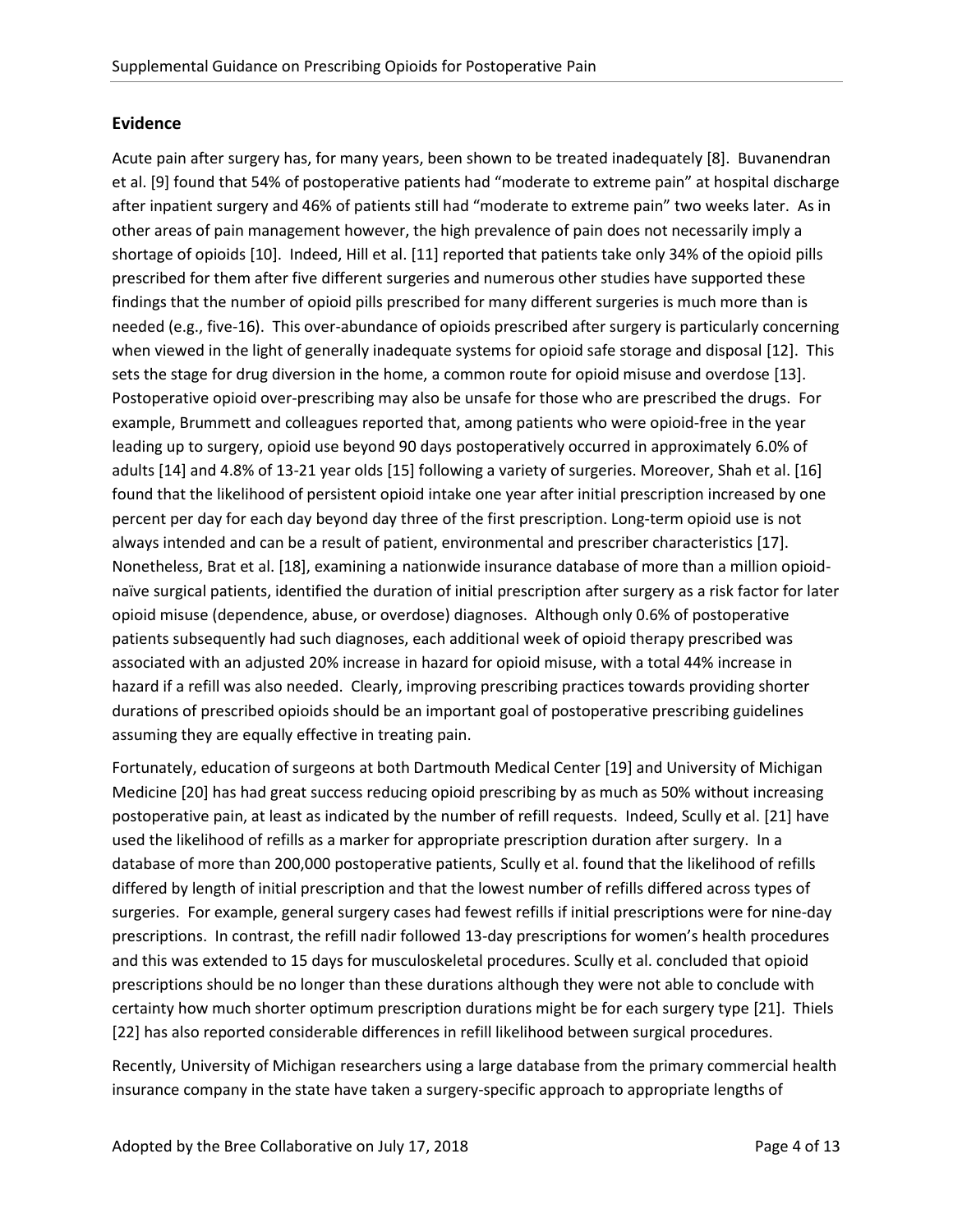## Evidence

Acute pain after surgery has, for many years, been shown to be treated inadequately [8]. Buvanendran et al. [9] found that 54% of postoperative patients had "moderate to extreme pain" at hospital discharge after inpatient surgery and 46% of patients still had "moderate to extreme pain" two weeks later. As in other areas of pain management however, the high prevalence of pain does not necessarily imply a shortage of opioids [10]. Indeed, Hill et al. [11] reported that patients take only 34% of the opioid pills prescribed for them after five different surgeries and numerous other studies have supported these findings that the number of opioid pills prescribed for many different surgeries is much more than is needed (e.g., five-16). This over-abundance of opioids prescribed after surgery is particularly concerning when viewed in the light of generally inadequate systems for opioid safe storage and disposal [12]. This sets the stage for drug diversion in the home, a common route for opioid misuse and overdose [13]. Postoperative opioid over-prescribing may also be unsafe for those who are prescribed the drugs. For example, Brummett and colleagues reported that, among patients who were opioid-free in the year leading up to surgery, opioid use beyond 90 days postoperatively occurred in approximately 6.0% of adults [14] and 4.8% of 13-21 year olds [15] following a variety of surgeries. Moreover, Shah et al. [16] found that the likelihood of persistent opioid intake one year after initial prescription increased by one percent per day for each day beyond day three of the first prescription. Long-term opioid use is not always intended and can be a result of patient, environmental and prescriber characteristics [17]. Nonetheless, Brat et al. [18], examining a nationwide insurance database of more than a million opioid-naïve surgical patients, identified the duration of initial prescription after surgery as a risk factor for later opioid misuse (dependence, abuse, or overdose) diagnoses. Although only 0.6% of postoperative patients subsequently had such diagnoses, each additional week of opioid therapy prescribed was associated with an adjusted 20% increase in hazard for opioid misuse, with a total 44% increase in hazard if a refill was also needed. Clearly, improving prescribing practices towards providing shorter durations of prescribed opioids should be an important goal of postoperative prescribing guidelines assuming they are equally effective in treating pain.

Fortunately, education of surgeons at both Dartmouth Medical Center [19] and University of Michigan Medicine [20] has had great success reducing opioid prescribing by as much as 50% without increasing postoperative pain, at least as indicated by the number of refill requests. Indeed, Scully et al. [21] have used the likelihood of refills as a marker for appropriate prescription duration after surgery. In a database of more than 200,000 postoperative patients, Scully et al. found that the likelihood of refills differed by length of initial prescription and that the lowest number of refills differed across types of surgeries. For example, general surgery cases had fewest refills if initial prescriptions were for nine-day prescriptions. In contrast, the refill nadir followed 13-day prescriptions for women's health procedures and this was extended to 15 days for musculoskeletal procedures. Scully et al. concluded that opioid prescriptions should be no longer than these durations although they were not able to conclude with certainty how much shorter optimum prescription durations might be for each surgery type [21]. Thiels [22] has also reported considerable differences in refill likelihood between surgical procedures.

Recently, University of Michigan researchers using a large database from the primary commercial health insurance company in the state have taken a surgery-specific approach to appropriate lengths of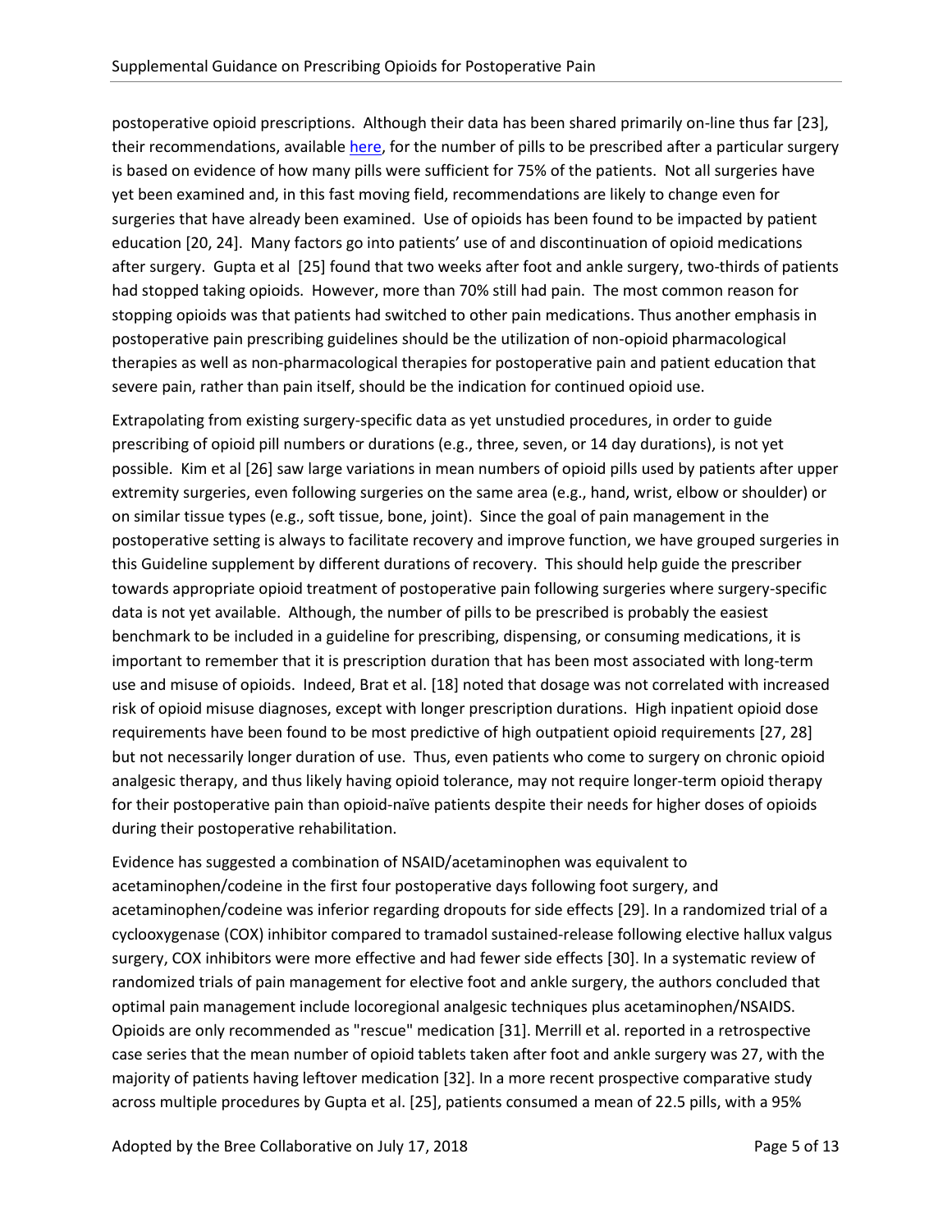postoperative opioid prescriptions. Although their data has been shared primarily on-line thus far [23], their recommendations, available here, for the number of pills to be prescribed after a particular surgery is based on evidence of how many pills were sufficient for 75% of the patients. Not all surgeries have yet been examined and, in this fast moving field, recommendations are likely to change even for surgeries that have already been examined. Use of opioids has been found to be impacted by patient education [20, 24]. Many factors go into patients' use of and discontinuation of opioid medications after surgery. Gupta et al [25] found that two weeks after foot and ankle surgery, two-thirds of patients had stopped taking opioids. However, more than 70% still had pain. The most common reason for stopping opioids was that patients had switched to other pain medications. Thus another emphasis in postoperative pain prescribing guidelines should be the utilization of non-opioid pharmacological therapies as well as non-pharmacological therapies for postoperative pain and patient education that severe pain, rather than pain itself, should be the indication for continued opioid use.

Extrapolating from existing surgery-specific data as yet unstudied procedures, in order to guide prescribing of opioid pill numbers or durations (e.g., three, seven, or 14 day durations), is not yet possible. Kim et al [26] saw large variations in mean numbers of opioid pills used by patients after upper extremity surgeries, even following surgeries on the same area (e.g., hand, wrist, elbow or shoulder) or on similar tissue types (e.g., soft tissue, bone, joint). Since the goal of pain management in the postoperative setting is always to facilitate recovery and improve function, we have grouped surgeries in this Guideline supplement by different durations of recovery. This should help guide the prescriber towards appropriate opioid treatment of postoperative pain following surgeries where surgery-specific data is not yet available. Although, the number of pills to be prescribed is probably the easiest benchmark to be included in a guideline for prescribing, dispensing, or consuming medications, it is important to remember that it is prescription duration that has been most associated with long-term use and misuse of opioids. Indeed, Brat et al. [18] noted that dosage was not correlated with increased risk of opioid misuse diagnoses, except with longer prescription durations. High inpatient opioid dose requirements have been found to be most predictive of high outpatient opioid requirements [27, 28] but not necessarily longer duration of use. Thus, even patients who come to surgery on chronic opioid analgesic therapy, and thus likely having opioid tolerance, may not require longer-term opioid therapy for their postoperative pain than opioid-naïve patients despite their needs for higher doses of opioids during their postoperative rehabilitation.

Evidence has suggested a combination of NSAID/acetaminophen was equivalent to acetaminophen/codeine in the first four postoperative days following foot surgery, and acetaminophen/codeine was inferior regarding dropouts for side effects [29]. In a randomized trial of a cyclooxygenase (COX) inhibitor compared to tramadol sustained-release following elective hallux valgus surgery, COX inhibitors were more effective and had fewer side effects [30]. In a systematic review of randomized trials of pain management for elective foot and ankle surgery, the authors concluded that optimal pain management include locoregional analgesic techniques plus acetaminophen/NSAIDS. Opioids are only recommended as "rescue" medication [31]. Merrill et al. reported in a retrospective case series that the mean number of opioid tablets taken after foot and ankle surgery was 27, with the majority of patients having leftover medication [32]. In a more recent prospective comparative study across multiple procedures by Gupta et al. [25], patients consumed a mean of 22.5 pills, with a 95%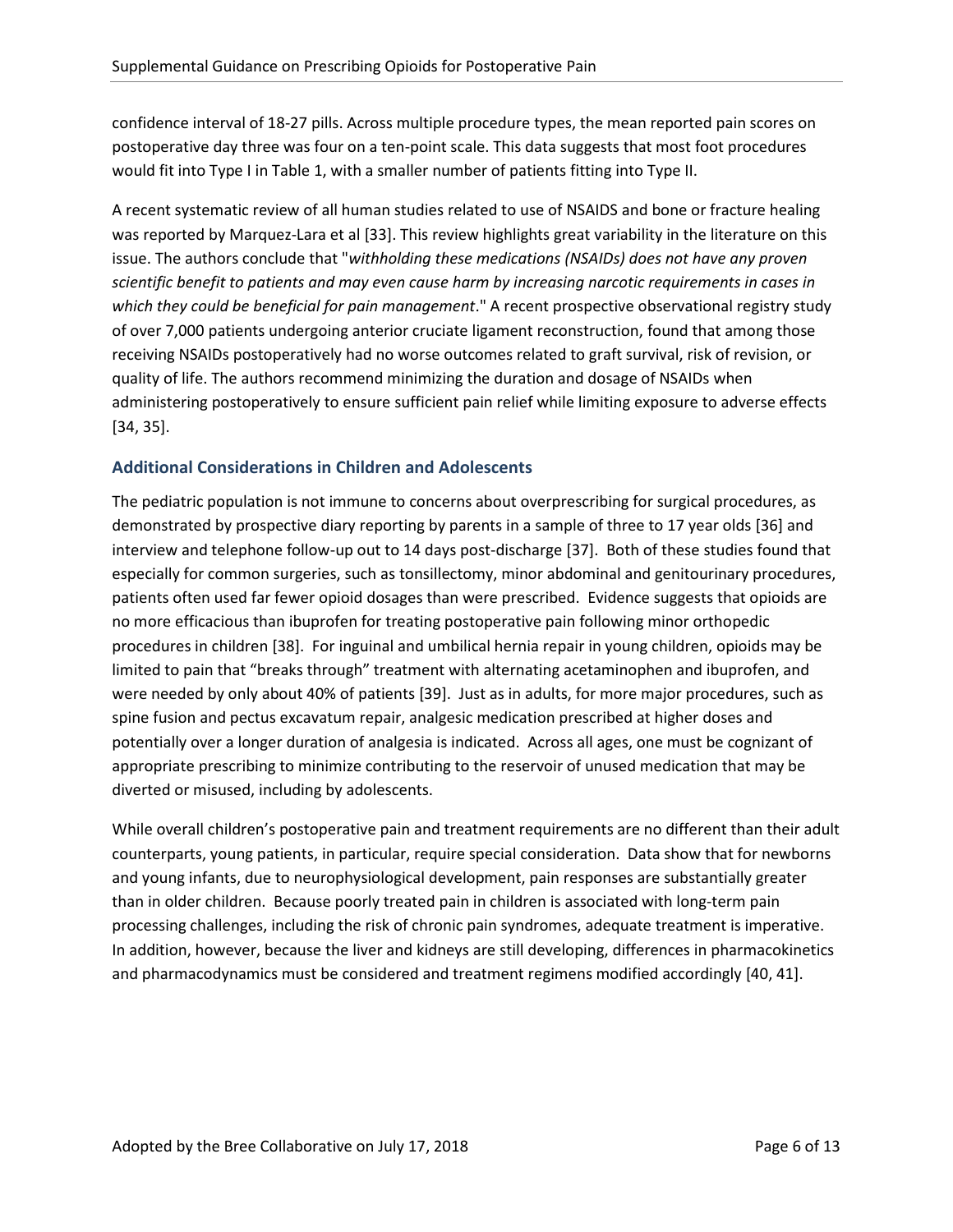confidence interval of 18-27 pills. Across multiple procedure types, the mean reported pain scores on postoperative day three was four on a ten-point scale. This data suggests that most foot procedures would fit into Type I in Table 1, with a smaller number of patients fitting into Type II.

A recent systematic review of all human studies related to use of NSAIDS and bone or fracture healing was reported by Marquez-Lara et al [33]. This review highlights great variability in the literature on this issue. The authors conclude that "*withholding these medications (NSAIDs) does not have any proven scientific benefit to patients and may even cause harm by increasing narcotic requirements in cases in which they could be beneficial for pain management*." A recent prospective observational registry study of over 7,000 patients undergoing anterior cruciate ligament reconstruction, found that among those receiving NSAIDs postoperatively had no worse outcomes related to graft survival, risk of revision, or quality of life. The authors recommend minimizing the duration and dosage of NSAIDs when administering postoperatively to ensure sufficient pain relief while limiting exposure to adverse effects [34, 35].

## Additional Considerations in Children and Adolescents

The pediatric population is not immune to concerns about overprescribing for surgical procedures, as demonstrated by prospective diary reporting by parents in a sample of three to 17 year olds [36] and interview and telephone follow-up out to 14 days post-discharge [37]. Both of these studies found that especially for common surgeries, such as tonsillectomy, minor abdominal and genitourinary procedures, patients often used far fewer opioid dosages than were prescribed. Evidence suggests that opioids are no more efficacious than ibuprofen for treating postoperative pain following minor orthopedic procedures in children [38]. For inguinal and umbilical hernia repair in young children, opioids may be limited to pain that "breaks through" treatment with alternating acetaminophen and ibuprofen, and were needed by only about 40% of patients [39]. Just as in adults, for more major procedures, such as spine fusion and pectus excavatum repair, analgesic medication prescribed at higher doses and potentially over a longer duration of analgesia is indicated. Across all ages, one must be cognizant of appropriate prescribing to minimize contributing to the reservoir of unused medication that may be diverted or misused, including by adolescents.

While overall children's postoperative pain and treatment requirements are no different than their adult counterparts, young patients, in particular, require special consideration. Data show that for newborns and young infants, due to neurophysiological development, pain responses are substantially greater than in older children. Because poorly treated pain in children is associated with long-term pain processing challenges, including the risk of chronic pain syndromes, adequate treatment is imperative. In addition, however, because the liver and kidneys are still developing, differences in pharmacokinetics and pharmacodynamics must be considered and treatment regimens modified accordingly [40, 41].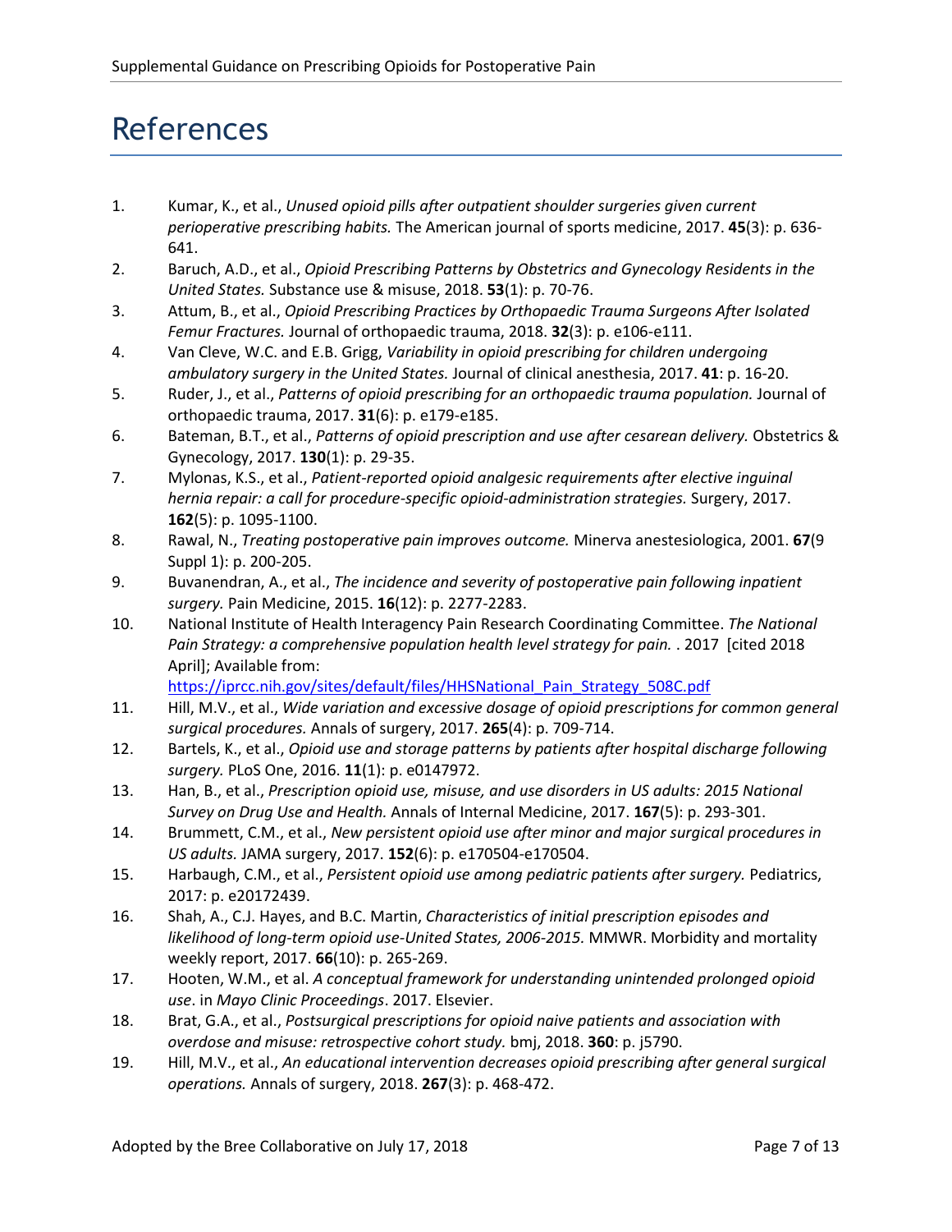# References

1. Kumar, K., et al., *Unused opioid pills after outpatient shoulder surgeries given current perioperative prescribing habits.* The American journal of sports medicine, 2017. **45**(3): p. 636-641.
2. Baruch, A.D., et al., *Opioid Prescribing Patterns by Obstetrics and Gynecology Residents in the United States.* Substance use & misuse, 2018. **53**(1): p. 70-76.
3. Attum, B., et al., *Opioid Prescribing Practices by Orthopaedic Trauma Surgeons After Isolated Femur Fractures.* Journal of orthopaedic trauma, 2018. **32**(3): p. e106-e111.
4. Van Cleve, W.C. and E.B. Grigg, *Variability in opioid prescribing for children undergoing ambulatory surgery in the United States.* Journal of clinical anesthesia, 2017. **41**: p. 16-20.
5. Ruder, J., et al., *Patterns of opioid prescribing for an orthopaedic trauma population.* Journal of orthopaedic trauma, 2017. **31**(6): p. e179-e185.
6. Bateman, B.T., et al., *Patterns of opioid prescription and use after cesarean delivery.* Obstetrics & Gynecology, 2017. **130**(1): p. 29-35.
7. Mylonas, K.S., et al., *Patient-reported opioid analgesic requirements after elective inguinal hernia repair: a call for procedure-specific opioid-administration strategies.* Surgery, 2017. **162**(5): p. 1095-1100.
8. Rawal, N., *Treating postoperative pain improves outcome.* Minerva anestesiologica, 2001. **67**(9 Suppl 1): p. 200-205.
9. Buvanendran, A., et al., *The incidence and severity of postoperative pain following inpatient surgery.* Pain Medicine, 2015. **16**(12): p. 2277-2283.
10. National Institute of Health Interagency Pain Research Coordinating Committee. *The National Pain Strategy: a comprehensive population health level strategy for pain.* . 2017 [cited 2018 April]; Available from: https://iprcc.nih.gov/sites/default/files/HHSNational_Pain_Strategy_508C.pdf
11. Hill, M.V., et al., *Wide variation and excessive dosage of opioid prescriptions for common general surgical procedures.* Annals of surgery, 2017. **265**(4): p. 709-714.
12. Bartels, K., et al., *Opioid use and storage patterns by patients after hospital discharge following surgery.* PLoS One, 2016. **11**(1): p. e0147972.
13. Han, B., et al., *Prescription opioid use, misuse, and use disorders in US adults: 2015 National Survey on Drug Use and Health.* Annals of Internal Medicine, 2017. **167**(5): p. 293-301.
14. Brummett, C.M., et al., *New persistent opioid use after minor and major surgical procedures in US adults.* JAMA surgery, 2017. **152**(6): p. e170504-e170504.
15. Harbaugh, C.M., et al., *Persistent opioid use among pediatric patients after surgery.* Pediatrics, 2017: p. e20172439.
16. Shah, A., C.J. Hayes, and B.C. Martin, *Characteristics of initial prescription episodes and likelihood of long-term opioid use-United States, 2006-2015.* MMWR. Morbidity and mortality weekly report, 2017. **66**(10): p. 265-269.
17. Hooten, W.M., et al. *A conceptual framework for understanding unintended prolonged opioid use*. in *Mayo Clinic Proceedings*. 2017. Elsevier.
18. Brat, G.A., et al., *Postsurgical prescriptions for opioid naive patients and association with overdose and misuse: retrospective cohort study.* bmj, 2018. **360**: p. j5790.
19. Hill, M.V., et al., *An educational intervention decreases opioid prescribing after general surgical operations.* Annals of surgery, 2018. **267**(3): p. 468-472.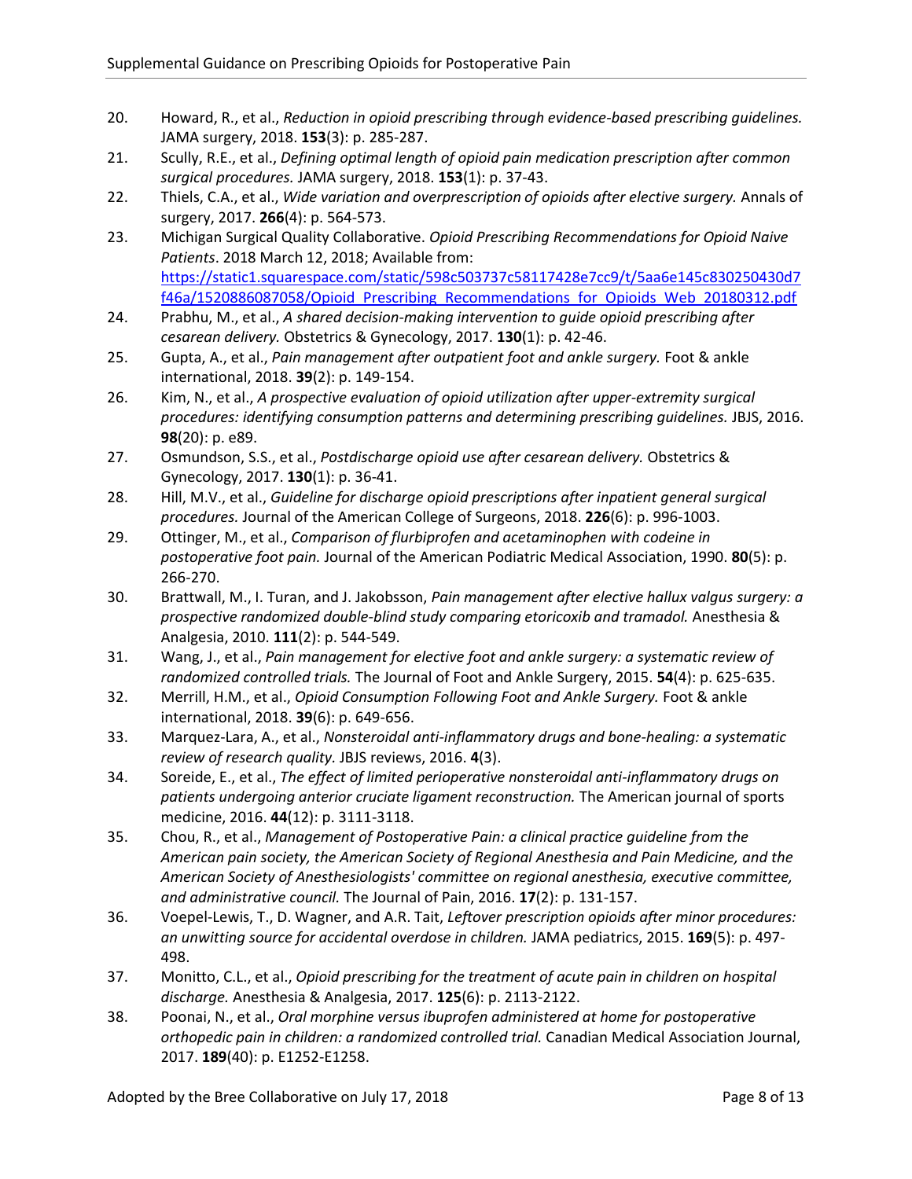20. Howard, R., et al., *Reduction in opioid prescribing through evidence-based prescribing guidelines.* JAMA surgery, 2018. **153**(3): p. 285-287.
21. Scully, R.E., et al., *Defining optimal length of opioid pain medication prescription after common surgical procedures.* JAMA surgery, 2018. **153**(1): p. 37-43.
22. Thiels, C.A., et al., *Wide variation and overprescription of opioids after elective surgery.* Annals of surgery, 2017. **266**(4): p. 564-573.
23. Michigan Surgical Quality Collaborative. *Opioid Prescribing Recommendations for Opioid Naive Patients*. 2018 March 12, 2018; Available from: [https://static1.squarespace.com/static/598c503737c58117428e7cc9/t/5aa6e145c830250430d7f46a/1520886087058/Opioid_Prescribing_Recommendations_for_Opioids_Web_20180312.pdf](https://static1.squarespace.com/static/598c503737c58117428e7cc9/t/5aa6e145c830250430d7f46a/1520886087058/Opioid_Prescribing_Recommendations_for_Opioids_Web_20180312.pdf)
24. Prabhu, M., et al., *A shared decision-making intervention to guide opioid prescribing after cesarean delivery.* Obstetrics & Gynecology, 2017. **130**(1): p. 42-46.
25. Gupta, A., et al., *Pain management after outpatient foot and ankle surgery.* Foot & ankle international, 2018. **39**(2): p. 149-154.
26. Kim, N., et al., *A prospective evaluation of opioid utilization after upper-extremity surgical procedures: identifying consumption patterns and determining prescribing guidelines.* JBJS, 2016. **98**(20): p. e89.
27. Osmundson, S.S., et al., *Postdischarge opioid use after cesarean delivery.* Obstetrics & Gynecology, 2017. **130**(1): p. 36-41.
28. Hill, M.V., et al., *Guideline for discharge opioid prescriptions after inpatient general surgical procedures.* Journal of the American College of Surgeons, 2018. **226**(6): p. 996-1003.
29. Ottinger, M., et al., *Comparison of flurbiprofen and acetaminophen with codeine in postoperative foot pain.* Journal of the American Podiatric Medical Association, 1990. **80**(5): p. 266-270.
30. Brattwall, M., I. Turan, and J. Jakobsson, *Pain management after elective hallux valgus surgery: a prospective randomized double-blind study comparing etoricoxib and tramadol.* Anesthesia & Analgesia, 2010. **111**(2): p. 544-549.
31. Wang, J., et al., *Pain management for elective foot and ankle surgery: a systematic review of randomized controlled trials.* The Journal of Foot and Ankle Surgery, 2015. **54**(4): p. 625-635.
32. Merrill, H.M., et al., *Opioid Consumption Following Foot and Ankle Surgery.* Foot & ankle international, 2018. **39**(6): p. 649-656.
33. Marquez-Lara, A., et al., *Nonsteroidal anti-inflammatory drugs and bone-healing: a systematic review of research quality.* JBJS reviews, 2016. **4**(3).
34. Soreide, E., et al., *The effect of limited perioperative nonsteroidal anti-inflammatory drugs on patients undergoing anterior cruciate ligament reconstruction.* The American journal of sports medicine, 2016. **44**(12): p. 3111-3118.
35. Chou, R., et al., *Management of Postoperative Pain: a clinical practice guideline from the American pain society, the American Society of Regional Anesthesia and Pain Medicine, and the American Society of Anesthesiologists' committee on regional anesthesia, executive committee, and administrative council.* The Journal of Pain, 2016. **17**(2): p. 131-157.
36. Voepel-Lewis, T., D. Wagner, and A.R. Tait, *Leftover prescription opioids after minor procedures: an unwitting source for accidental overdose in children.* JAMA pediatrics, 2015. **169**(5): p. 497-498.
37. Monitto, C.L., et al., *Opioid prescribing for the treatment of acute pain in children on hospital discharge.* Anesthesia & Analgesia, 2017. **125**(6): p. 2113-2122.
38. Poonai, N., et al., *Oral morphine versus ibuprofen administered at home for postoperative orthopedic pain in children: a randomized controlled trial.* Canadian Medical Association Journal, 2017. **189**(40): p. E1252-E1258.

Adopted by the Bree Collaborative on July 17, 2018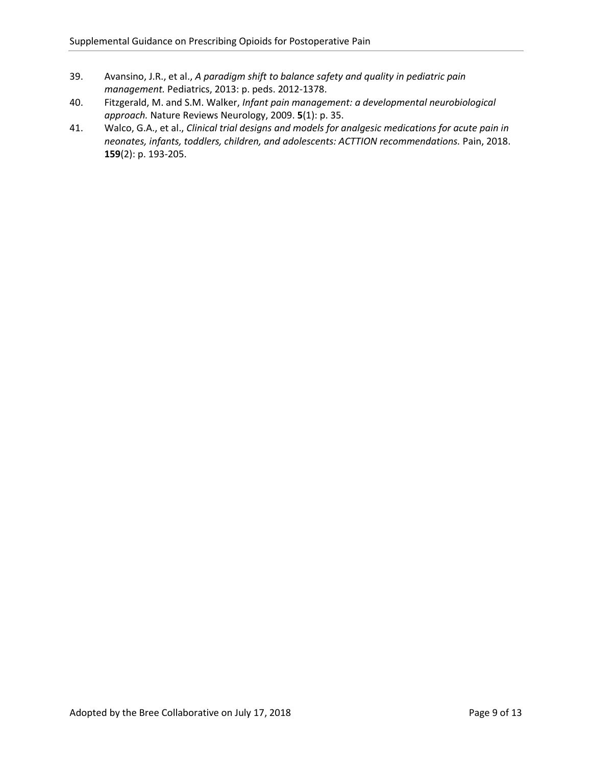39. Avansino, J.R., et al., *A paradigm shift to balance safety and quality in pediatric pain management.* Pediatrics, 2013: p. peds. 2012-1378.
40. Fitzgerald, M. and S.M. Walker, *Infant pain management: a developmental neurobiological approach.* Nature Reviews Neurology, 2009. **5**(1): p. 35.
41. Walco, G.A., et al., *Clinical trial designs and models for analgesic medications for acute pain in neonates, infants, toddlers, children, and adolescents: ACTTION recommendations.* Pain, 2018. **159**(2): p. 193-205.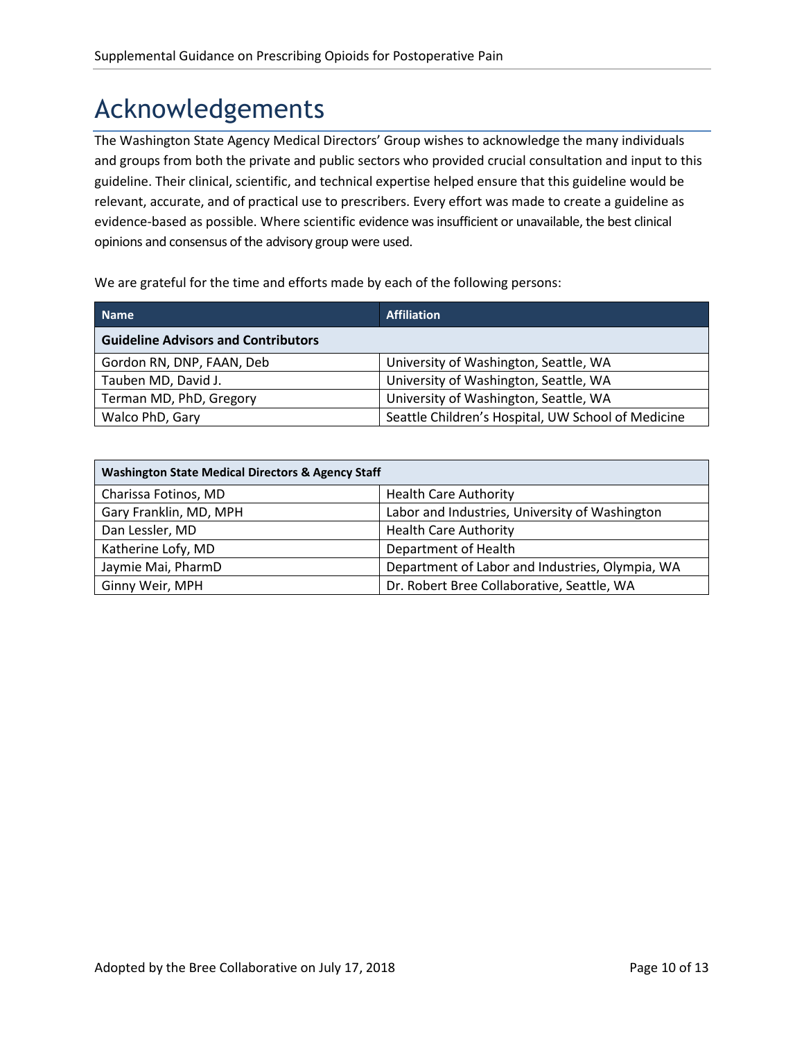# Acknowledgements

The Washington State Agency Medical Directors' Group wishes to acknowledge the many individuals and groups from both the private and public sectors who provided crucial consultation and input to this guideline. Their clinical, scientific, and technical expertise helped ensure that this guideline would be relevant, accurate, and of practical use to prescribers. Every effort was made to create a guideline as evidence-based as possible. Where scientific evidence was insufficient or unavailable, the best clinical opinions and consensus of the advisory group were used.

We are grateful for the time and efforts made by each of the following persons:

| Name | Affiliation |
|---|---|
| **Guideline Advisors and Contributors** | |
| Gordon RN, DNP, FAAN, Deb | University of Washington, Seattle, WA |
| Tauben MD, David J. | University of Washington, Seattle, WA |
| Terman MD, PhD, Gregory | University of Washington, Seattle, WA |
| Walco PhD, Gary | Seattle Children's Hospital, UW School of Medicine |

| Washington State Medical Directors & Agency Staff | |
|---|---|
| Charissa Fotinos, MD | Health Care Authority |
| Gary Franklin, MD, MPH | Labor and Industries, University of Washington |
| Dan Lessler, MD | Health Care Authority |
| Katherine Lofy, MD | Department of Health |
| Jaymie Mai, PharmD | Department of Labor and Industries, Olympia, WA |
| Ginny Weir, MPH | Dr. Robert Bree Collaborative, Seattle, WA |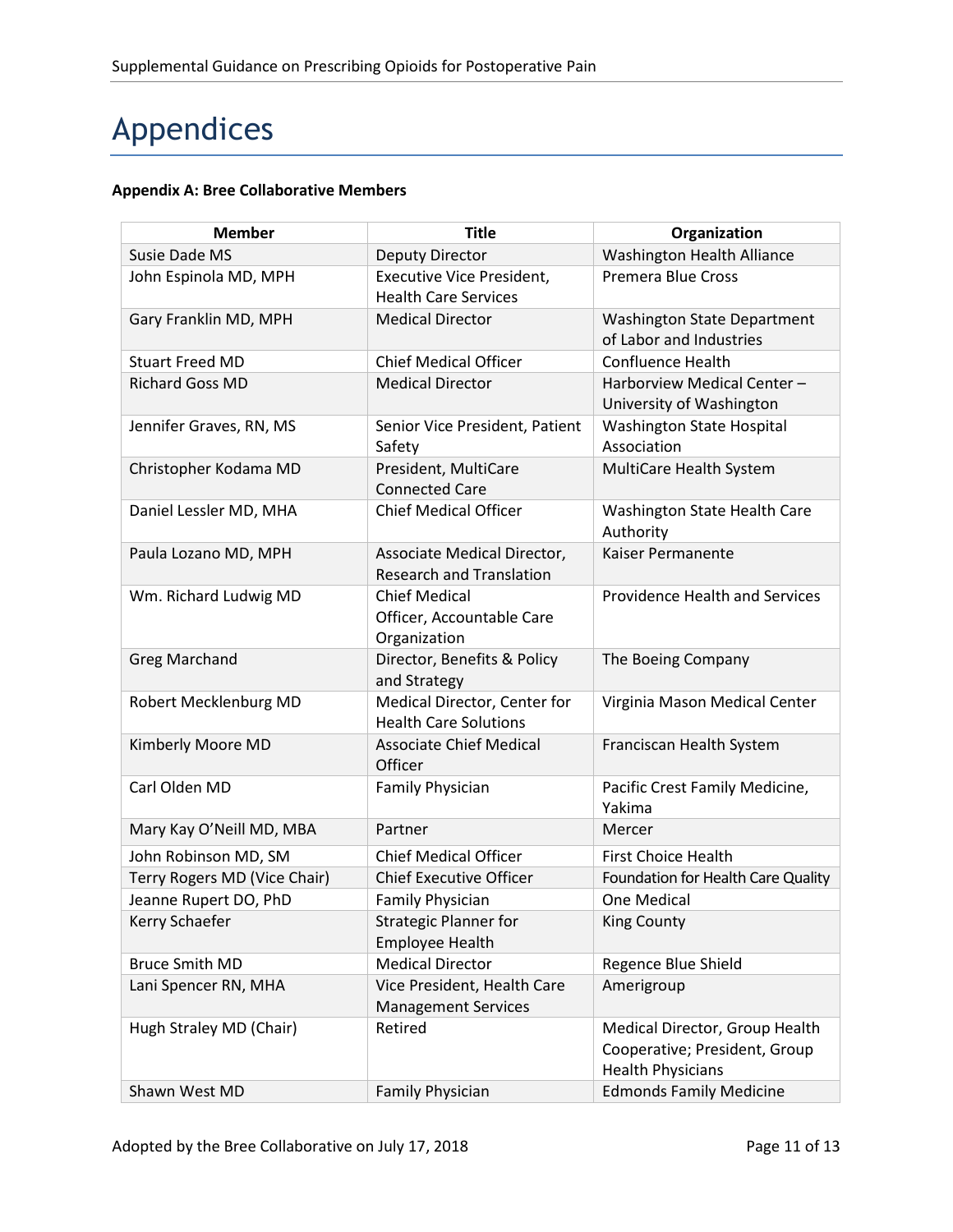# Appendices

**Appendix A: Bree Collaborative Members**

| Member | Title | Organization |
|---|---|---|
| Susie Dade MS | Deputy Director | Washington Health Alliance |
| John Espinola MD, MPH | Executive Vice President, Health Care Services | Premera Blue Cross |
| Gary Franklin MD, MPH | Medical Director | Washington State Department of Labor and Industries |
| Stuart Freed MD | Chief Medical Officer | Confluence Health |
| Richard Goss MD | Medical Director | Harborview Medical Center – University of Washington |
| Jennifer Graves, RN, MS | Senior Vice President, Patient Safety | Washington State Hospital Association |
| Christopher Kodama MD | President, MultiCare Connected Care | MultiCare Health System |
| Daniel Lessler MD, MHA | Chief Medical Officer | Washington State Health Care Authority |
| Paula Lozano MD, MPH | Associate Medical Director, Research and Translation | Kaiser Permanente |
| Wm. Richard Ludwig MD | Chief Medical Officer, Accountable Care Organization | Providence Health and Services |
| Greg Marchand | Director, Benefits & Policy and Strategy | The Boeing Company |
| Robert Mecklenburg MD | Medical Director, Center for Health Care Solutions | Virginia Mason Medical Center |
| Kimberly Moore MD | Associate Chief Medical Officer | Franciscan Health System |
| Carl Olden MD | Family Physician | Pacific Crest Family Medicine, Yakima |
| Mary Kay O'Neill MD, MBA | Partner | Mercer |
| John Robinson MD, SM | Chief Medical Officer | First Choice Health |
| Terry Rogers MD (Vice Chair) | Chief Executive Officer | Foundation for Health Care Quality |
| Jeanne Rupert DO, PhD | Family Physician | One Medical |
| Kerry Schaefer | Strategic Planner for Employee Health | King County |
| Bruce Smith MD | Medical Director | Regence Blue Shield |
| Lani Spencer RN, MHA | Vice President, Health Care Management Services | Amerigroup |
| Hugh Straley MD (Chair) | Retired | Medical Director, Group Health Cooperative; President, Group Health Physicians |
| Shawn West MD | Family Physician | Edmonds Family Medicine |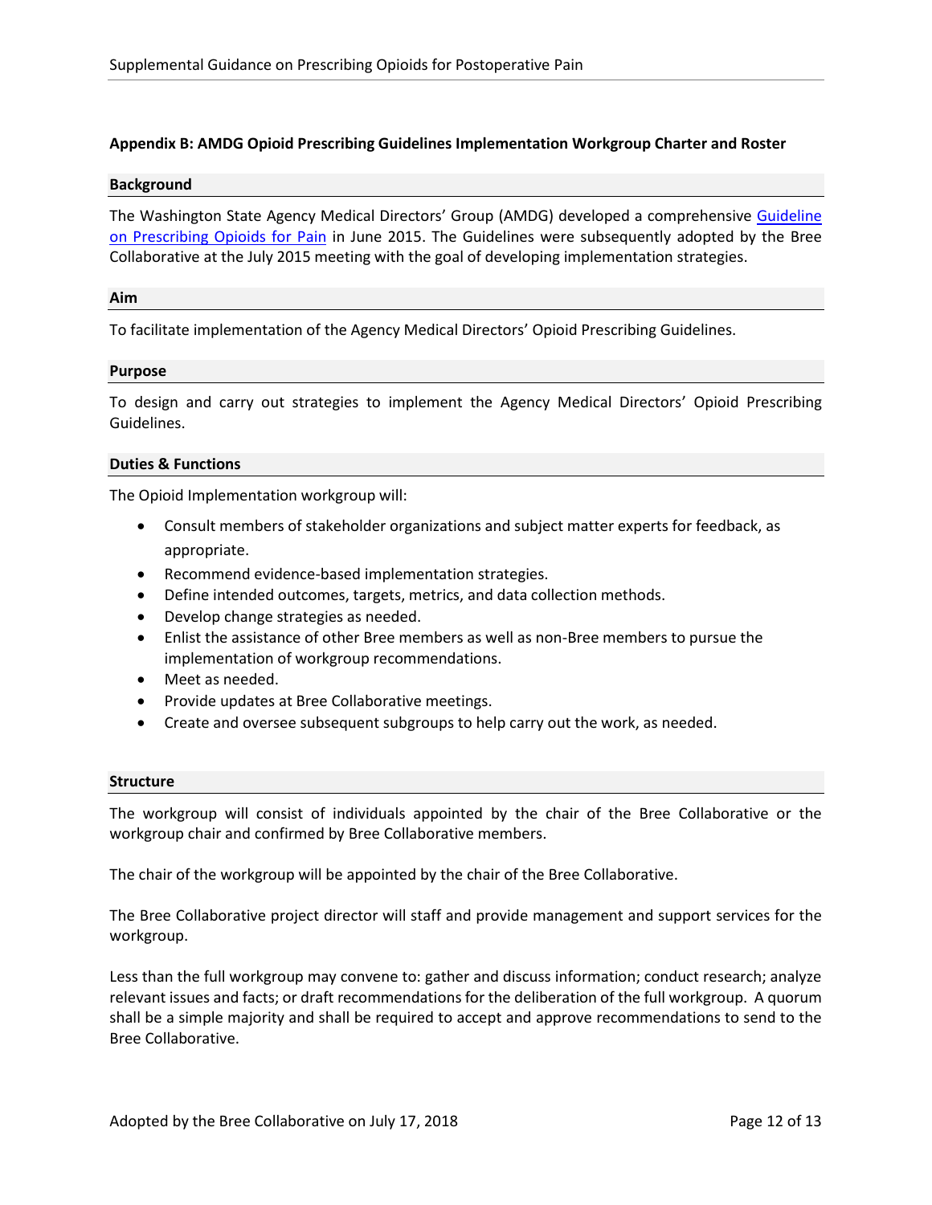## Appendix B: AMDG Opioid Prescribing Guidelines Implementation Workgroup Charter and Roster

### Background

The Washington State Agency Medical Directors' Group (AMDG) developed a comprehensive Guideline on Prescribing Opioids for Pain in June 2015. The Guidelines were subsequently adopted by the Bree Collaborative at the July 2015 meeting with the goal of developing implementation strategies.

### Aim

To facilitate implementation of the Agency Medical Directors' Opioid Prescribing Guidelines.

### Purpose

To design and carry out strategies to implement the Agency Medical Directors' Opioid Prescribing Guidelines.

### Duties & Functions

The Opioid Implementation workgroup will:

- Consult members of stakeholder organizations and subject matter experts for feedback, as appropriate.
- Recommend evidence-based implementation strategies.
- Define intended outcomes, targets, metrics, and data collection methods.
- Develop change strategies as needed.
- Enlist the assistance of other Bree members as well as non-Bree members to pursue the implementation of workgroup recommendations.
- Meet as needed.
- Provide updates at Bree Collaborative meetings.
- Create and oversee subsequent subgroups to help carry out the work, as needed.

### Structure

The workgroup will consist of individuals appointed by the chair of the Bree Collaborative or the workgroup chair and confirmed by Bree Collaborative members.

The chair of the workgroup will be appointed by the chair of the Bree Collaborative.

The Bree Collaborative project director will staff and provide management and support services for the workgroup.

Less than the full workgroup may convene to: gather and discuss information; conduct research; analyze relevant issues and facts; or draft recommendations for the deliberation of the full workgroup. A quorum shall be a simple majority and shall be required to accept and approve recommendations to send to the Bree Collaborative.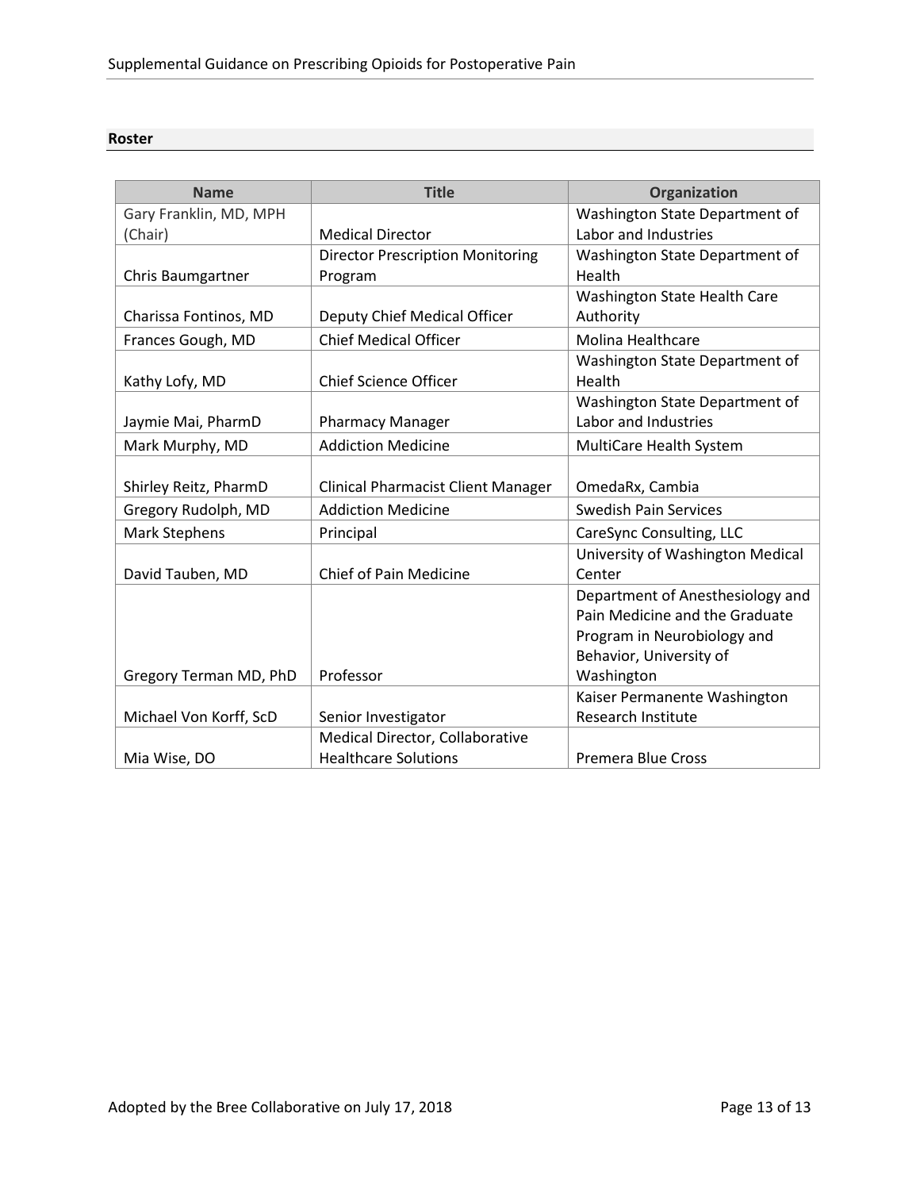## Roster

| Name | Title | Organization |
| --- | --- | --- |
| Gary Franklin, MD, MPH (Chair) | Medical Director | Washington State Department of Labor and Industries |
| Chris Baumgartner | Director Prescription Monitoring Program | Washington State Department of Health |
| Charissa Fontinos, MD | Deputy Chief Medical Officer | Washington State Health Care Authority |
| Frances Gough, MD | Chief Medical Officer | Molina Healthcare |
| Kathy Lofy, MD | Chief Science Officer | Washington State Department of Health |
| Jaymie Mai, PharmD | Pharmacy Manager | Washington State Department of Labor and Industries |
| Mark Murphy, MD | Addiction Medicine | MultiCare Health System |
| Shirley Reitz, PharmD | Clinical Pharmacist Client Manager | OmedaRx, Cambia |
| Gregory Rudolph, MD | Addiction Medicine | Swedish Pain Services |
| Mark Stephens | Principal | CareSync Consulting, LLC |
| David Tauben, MD | Chief of Pain Medicine | University of Washington Medical Center |
| Gregory Terman MD, PhD | Professor | Department of Anesthesiology and Pain Medicine and the Graduate Program in Neurobiology and Behavior, University of Washington |
| Michael Von Korff, ScD | Senior Investigator | Kaiser Permanente Washington Research Institute |
| Mia Wise, DO | Medical Director, Collaborative Healthcare Solutions | Premera Blue Cross |